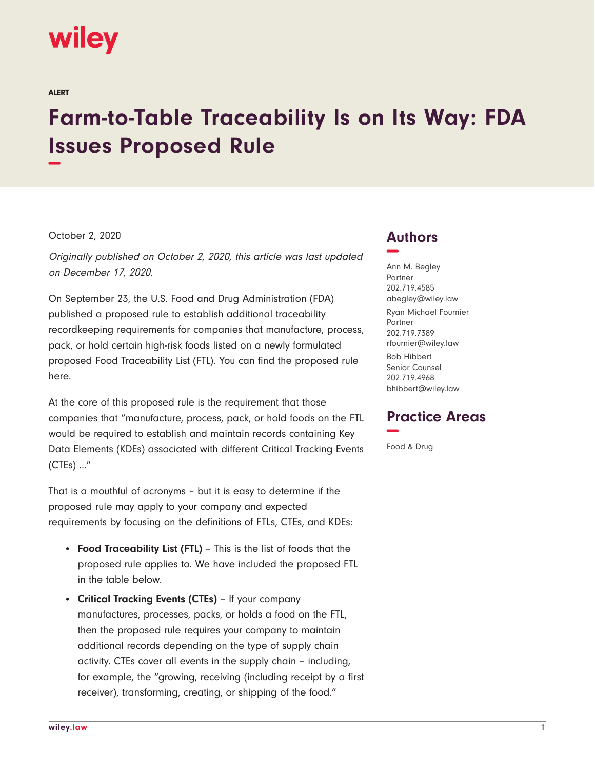ALERT

# Farm-to-Table Traceability Is on Its Way: FDA Issues Proposed Rule

October 2, 2020

*Originally published on October 2, 2020, this article was last updated on December 17, 2020.*

On September 23, the U.S. Food and Drug Administration (FDA) published a proposed rule to establish additional traceability recordkeeping requirements for companies that manufacture, process, pack, or hold certain high-risk foods listed on a newly formulated proposed Food Traceability List (FTL). You can find the proposed rule here.

At the core of this proposed rule is the requirement that those companies that "manufacture, process, pack, or hold foods on the FTL would be required to establish and maintain records containing Key Data Elements (KDEs) associated with different Critical Tracking Events (CTEs) ..."

That is a mouthful of acronyms – but it is easy to determine if the proposed rule may apply to your company and expected requirements by focusing on the definitions of FTLs, CTEs, and KDEs:

- **Food Traceability List (FTL)** – This is the list of foods that the proposed rule applies to. We have included the proposed FTL in the table below.
- **Critical Tracking Events (CTEs)** – If your company manufactures, processes, packs, or holds a food on the FTL, then the proposed rule requires your company to maintain additional records depending on the type of supply chain activity. CTEs cover all events in the supply chain – including, for example, the "growing, receiving (including receipt by a first receiver), transforming, creating, or shipping of the food."

## Authors

Ann M. Begley
Partner
202.719.4585
abegley@wiley.law

Ryan Michael Fournier
Partner
202.719.7389
rfournier@wiley.law

Bob Hibbert
Senior Counsel
202.719.4968
bhibbert@wiley.law

## Practice Areas

Food & Drug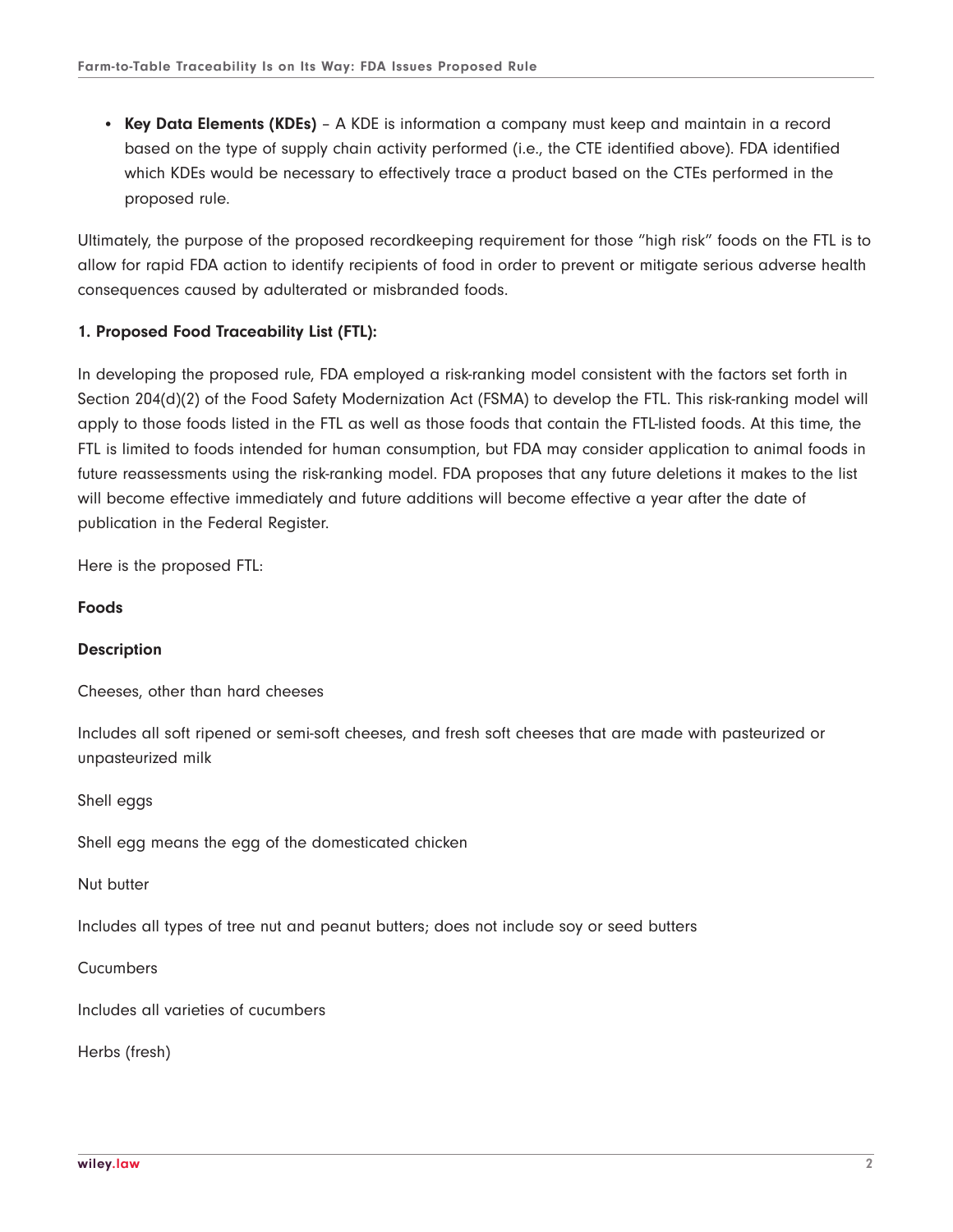- **Key Data Elements (KDEs)** – A KDE is information a company must keep and maintain in a record based on the type of supply chain activity performed (i.e., the CTE identified above). FDA identified which KDEs would be necessary to effectively trace a product based on the CTEs performed in the proposed rule.

Ultimately, the purpose of the proposed recordkeeping requirement for those "high risk" foods on the FTL is to allow for rapid FDA action to identify recipients of food in order to prevent or mitigate serious adverse health consequences caused by adulterated or misbranded foods.

**1. Proposed Food Traceability List (FTL):**

In developing the proposed rule, FDA employed a risk-ranking model consistent with the factors set forth in Section 204(d)(2) of the Food Safety Modernization Act (FSMA) to develop the FTL. This risk-ranking model will apply to those foods listed in the FTL as well as those foods that contain the FTL-listed foods. At this time, the FTL is limited to foods intended for human consumption, but FDA may consider application to animal foods in future reassessments using the risk-ranking model. FDA proposes that any future deletions it makes to the list will become effective immediately and future additions will become effective a year after the date of publication in the Federal Register.

Here is the proposed FTL:

**Foods**

**Description**

Cheeses, other than hard cheeses

Includes all soft ripened or semi-soft cheeses, and fresh soft cheeses that are made with pasteurized or unpasteurized milk

Shell eggs

Shell egg means the egg of the domesticated chicken

Nut butter

Includes all types of tree nut and peanut butters; does not include soy or seed butters

Cucumbers

Includes all varieties of cucumbers

Herbs (fresh)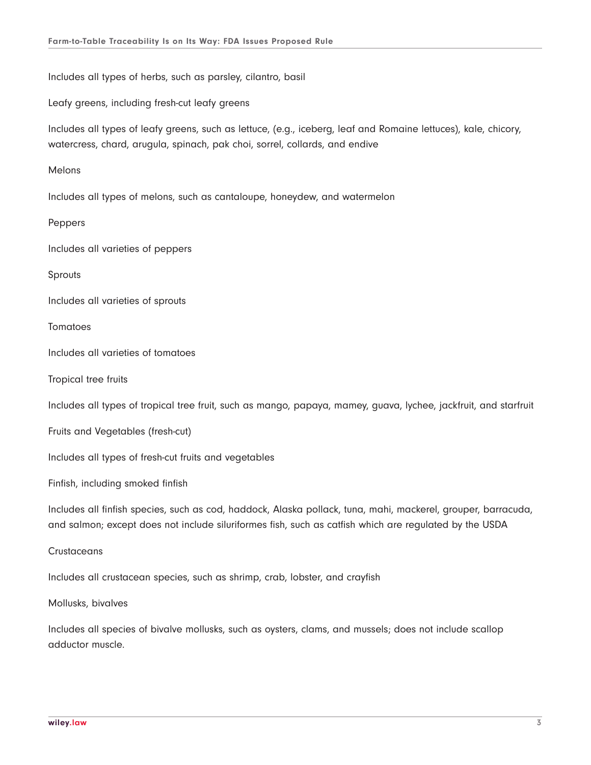Includes all types of herbs, such as parsley, cilantro, basil

Leafy greens, including fresh-cut leafy greens

Includes all types of leafy greens, such as lettuce, (e.g., iceberg, leaf and Romaine lettuces), kale, chicory, watercress, chard, arugula, spinach, pak choi, sorrel, collards, and endive

Melons

Includes all types of melons, such as cantaloupe, honeydew, and watermelon

Peppers

Includes all varieties of peppers

Sprouts

Includes all varieties of sprouts

Tomatoes

Includes all varieties of tomatoes

Tropical tree fruits

Includes all types of tropical tree fruit, such as mango, papaya, mamey, guava, lychee, jackfruit, and starfruit

Fruits and Vegetables (fresh-cut)

Includes all types of fresh-cut fruits and vegetables

Finfish, including smoked finfish

Includes all finfish species, such as cod, haddock, Alaska pollack, tuna, mahi, mackerel, grouper, barracuda, and salmon; except does not include siluriformes fish, such as catfish which are regulated by the USDA

Crustaceans

Includes all crustacean species, such as shrimp, crab, lobster, and crayfish

Mollusks, bivalves

Includes all species of bivalve mollusks, such as oysters, clams, and mussels; does not include scallop adductor muscle.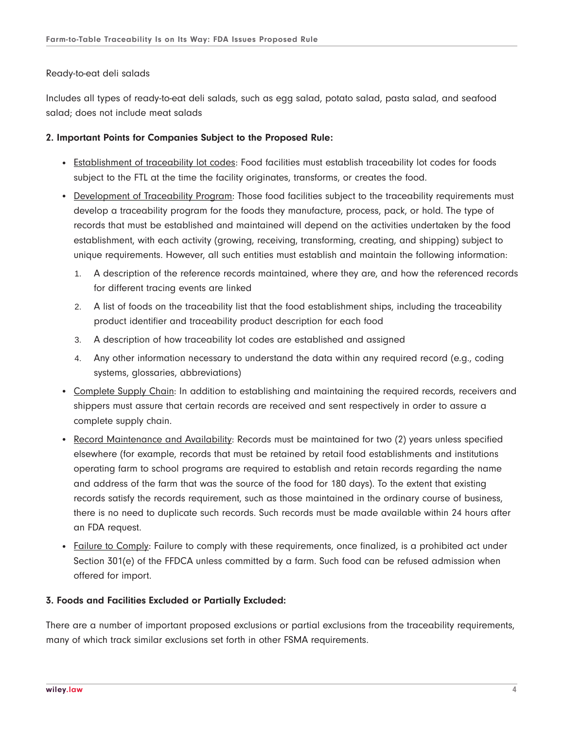Ready-to-eat deli salads

Includes all types of ready-to-eat deli salads, such as egg salad, potato salad, pasta salad, and seafood salad; does not include meat salads

**2. Important Points for Companies Subject to the Proposed Rule:**

- Establishment of traceability lot codes: Food facilities must establish traceability lot codes for foods subject to the FTL at the time the facility originates, transforms, or creates the food.
- Development of Traceability Program: Those food facilities subject to the traceability requirements must develop a traceability program for the foods they manufacture, process, pack, or hold. The type of records that must be established and maintained will depend on the activities undertaken by the food establishment, with each activity (growing, receiving, transforming, creating, and shipping) subject to unique requirements. However, all such entities must establish and maintain the following information:
    1. A description of the reference records maintained, where they are, and how the referenced records for different tracing events are linked
    2. A list of foods on the traceability list that the food establishment ships, including the traceability product identifier and traceability product description for each food
    3. A description of how traceability lot codes are established and assigned
    4. Any other information necessary to understand the data within any required record (e.g., coding systems, glossaries, abbreviations)
- Complete Supply Chain: In addition to establishing and maintaining the required records, receivers and shippers must assure that certain records are received and sent respectively in order to assure a complete supply chain.
- Record Maintenance and Availability: Records must be maintained for two (2) years unless specified elsewhere (for example, records that must be retained by retail food establishments and institutions operating farm to school programs are required to establish and retain records regarding the name and address of the farm that was the source of the food for 180 days). To the extent that existing records satisfy the records requirement, such as those maintained in the ordinary course of business, there is no need to duplicate such records. Such records must be made available within 24 hours after an FDA request.
- Failure to Comply: Failure to comply with these requirements, once finalized, is a prohibited act under Section 301(e) of the FFDCA unless committed by a farm. Such food can be refused admission when offered for import.

**3. Foods and Facilities Excluded or Partially Excluded:**

There are a number of important proposed exclusions or partial exclusions from the traceability requirements, many of which track similar exclusions set forth in other FSMA requirements.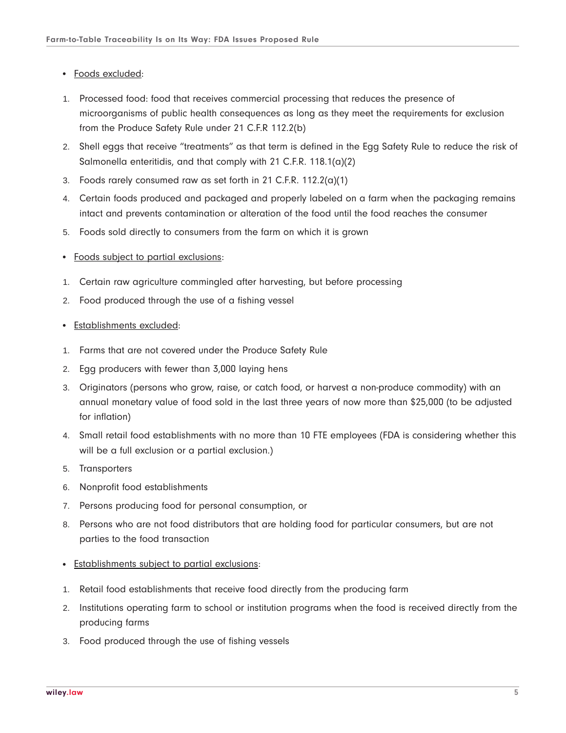- Foods excluded:

1. Processed food: food that receives commercial processing that reduces the presence of microorganisms of public health consequences as long as they meet the requirements for exclusion from the Produce Safety Rule under 21 C.F.R 112.2(b)
2. Shell eggs that receive "treatments" as that term is defined in the Egg Safety Rule to reduce the risk of Salmonella enteritidis, and that comply with 21 C.F.R. 118.1(a)(2)
3. Foods rarely consumed raw as set forth in 21 C.F.R. 112.2(a)(1)
4. Certain foods produced and packaged and properly labeled on a farm when the packaging remains intact and prevents contamination or alteration of the food until the food reaches the consumer
5. Foods sold directly to consumers from the farm on which it is grown

- Foods subject to partial exclusions:

1. Certain raw agriculture commingled after harvesting, but before processing
2. Food produced through the use of a fishing vessel

- Establishments excluded:

1. Farms that are not covered under the Produce Safety Rule
2. Egg producers with fewer than 3,000 laying hens
3. Originators (persons who grow, raise, or catch food, or harvest a non-produce commodity) with an annual monetary value of food sold in the last three years of now more than $25,000 (to be adjusted for inflation)
4. Small retail food establishments with no more than 10 FTE employees (FDA is considering whether this will be a full exclusion or a partial exclusion.)
5. Transporters
6. Nonprofit food establishments
7. Persons producing food for personal consumption, or
8. Persons who are not food distributors that are holding food for particular consumers, but are not parties to the food transaction

- Establishments subject to partial exclusions:

1. Retail food establishments that receive food directly from the producing farm
2. Institutions operating farm to school or institution programs when the food is received directly from the producing farms
3. Food produced through the use of fishing vessels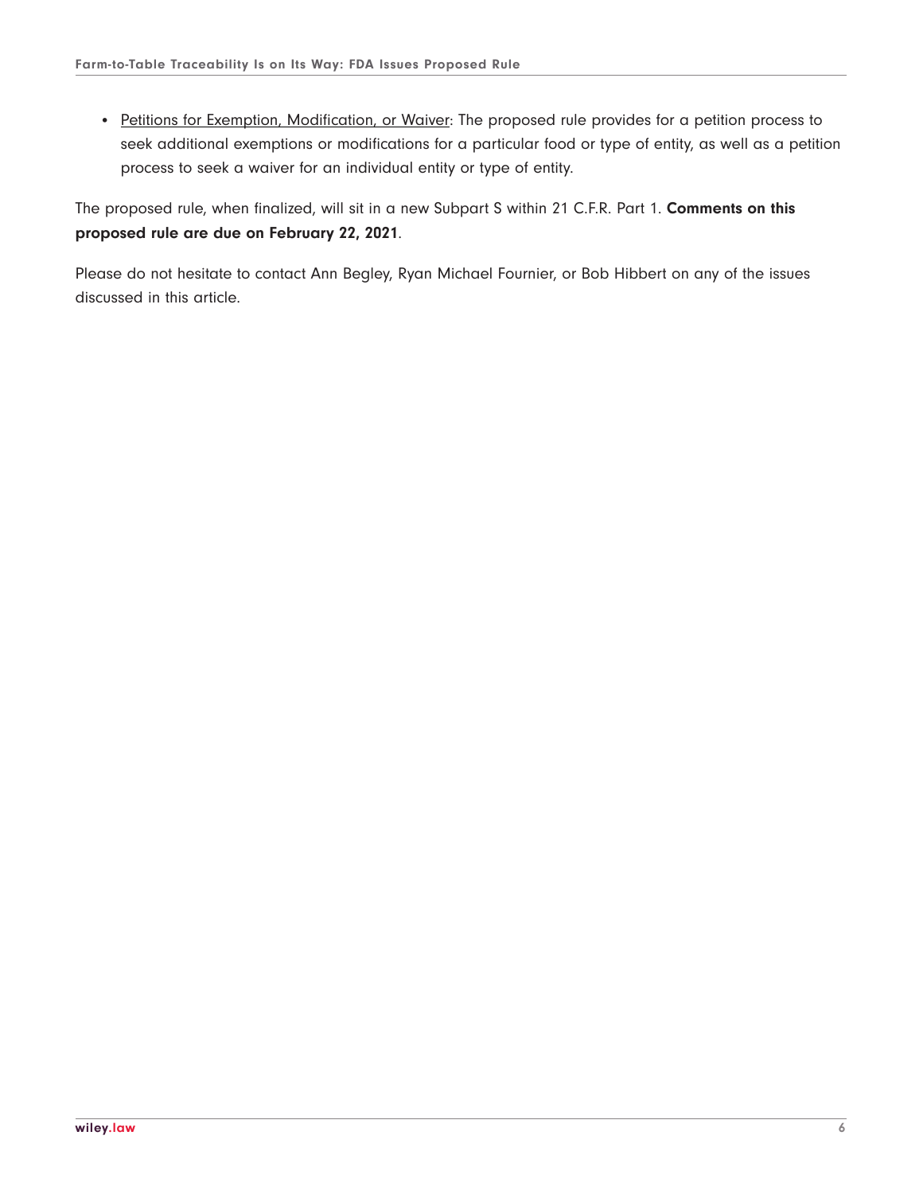- Petitions for Exemption, Modification, or Waiver: The proposed rule provides for a petition process to seek additional exemptions or modifications for a particular food or type of entity, as well as a petition process to seek a waiver for an individual entity or type of entity.

The proposed rule, when finalized, will sit in a new Subpart S within 21 C.F.R. Part 1. **Comments on this proposed rule are due on February 22, 2021**.

Please do not hesitate to contact Ann Begley, Ryan Michael Fournier, or Bob Hibbert on any of the issues discussed in this article.